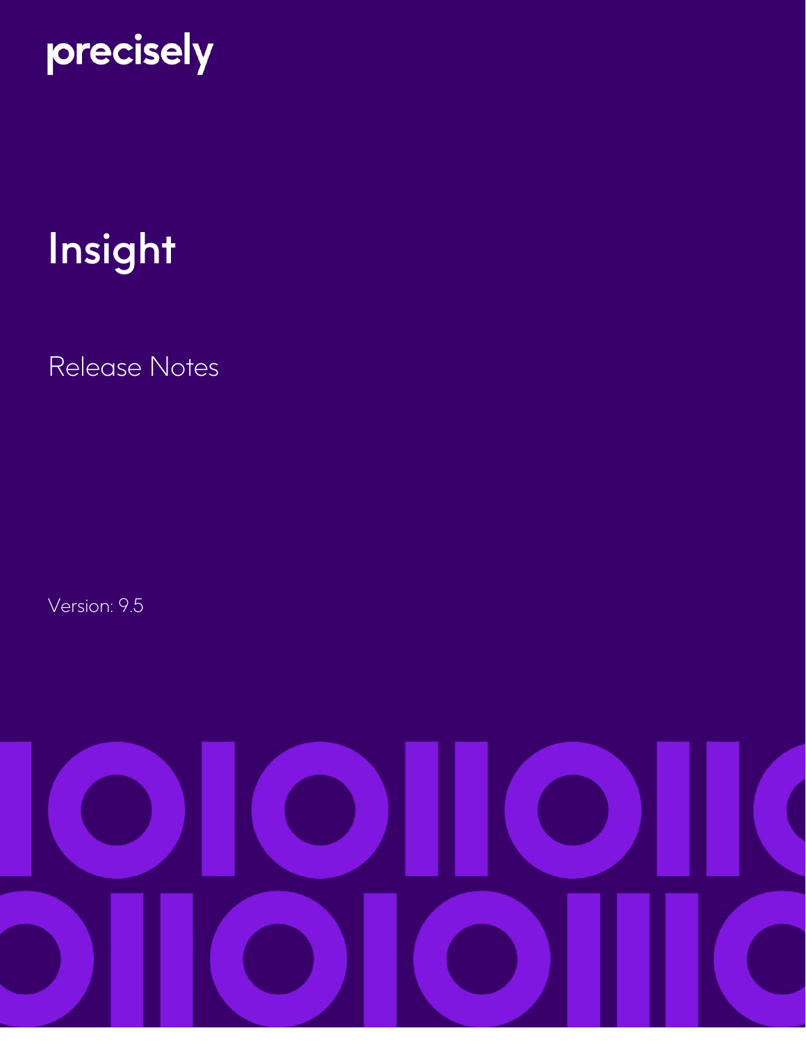precisely

# Insight

Release Notes

Version: 9.5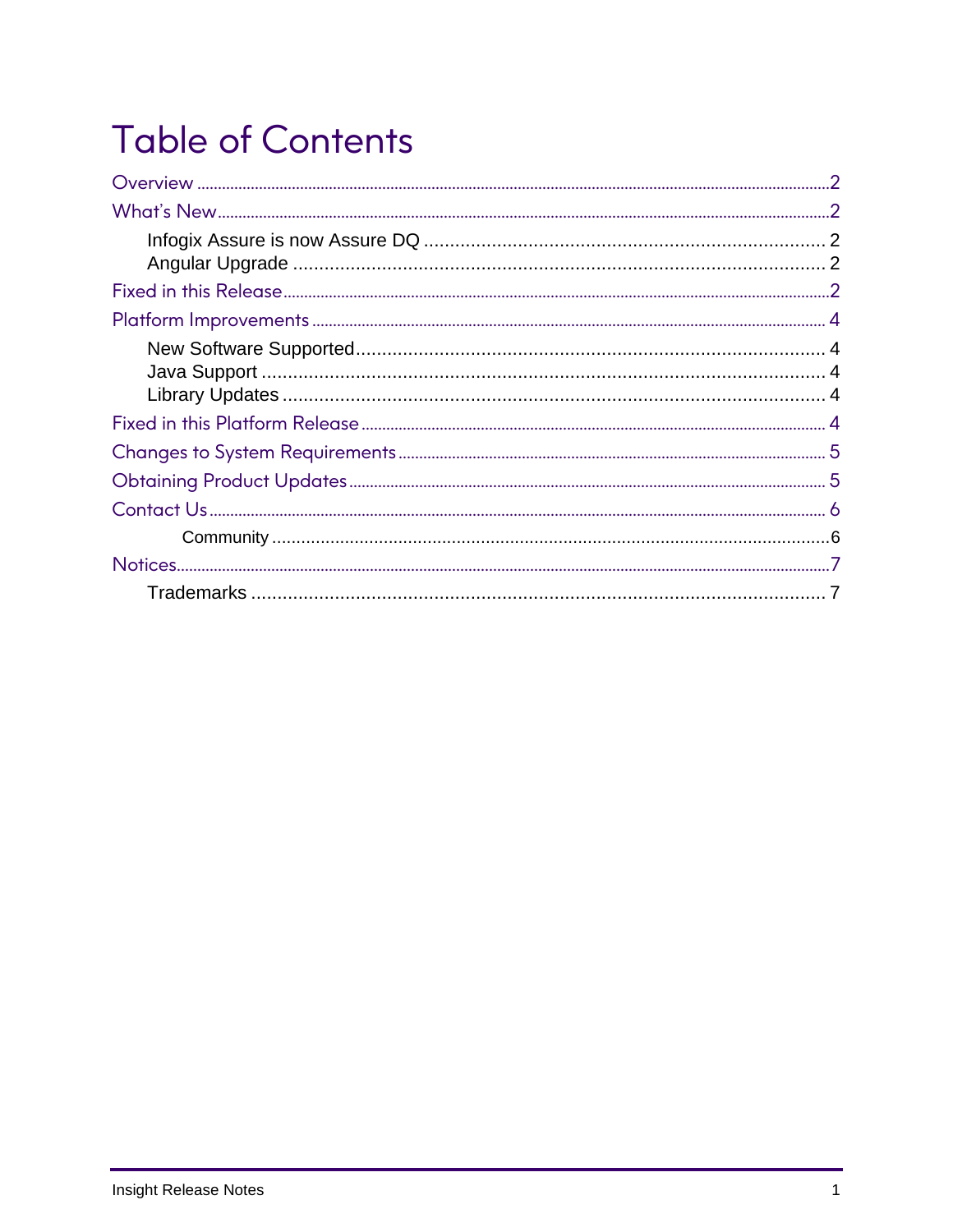# Table of Contents

Overview .......... 2

What's New .......... 2

- Infogix Assure is now Assure DQ .......... 2
- Angular Upgrade .......... 2

Fixed in this Release .......... 2

Platform Improvements .......... 4

- New Software Supported .......... 4
- Java Support .......... 4
- Library Updates .......... 4

Fixed in this Platform Release .......... 4

Changes to System Requirements .......... 5

Obtaining Product Updates .......... 5

Contact Us .......... 6

- Community .......... 6

Notices .......... 7

- Trademarks .......... 7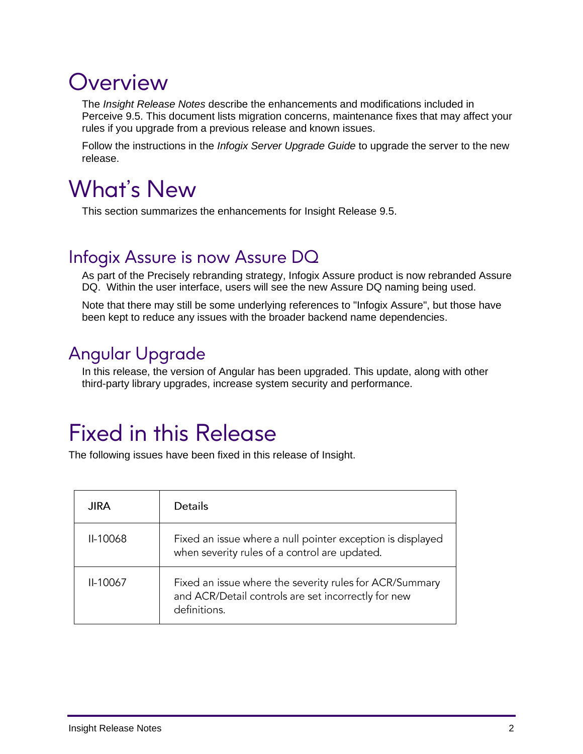# Overview

The *Insight Release Notes* describe the enhancements and modifications included in Perceive 9.5. This document lists migration concerns, maintenance fixes that may affect your rules if you upgrade from a previous release and known issues.

Follow the instructions in the *Infogix Server Upgrade Guide* to upgrade the server to the new release.

# What's New

This section summarizes the enhancements for Insight Release 9.5.

## Infogix Assure is now Assure DQ

As part of the Precisely rebranding strategy, Infogix Assure product is now rebranded Assure DQ. Within the user interface, users will see the new Assure DQ naming being used.

Note that there may still be some underlying references to "Infogix Assure", but those have been kept to reduce any issues with the broader backend name dependencies.

## Angular Upgrade

In this release, the version of Angular has been upgraded. This update, along with other third-party library upgrades, increase system security and performance.

# Fixed in this Release

The following issues have been fixed in this release of Insight.

| JIRA | Details |
| --- | --- |
| II-10068 | Fixed an issue where a null pointer exception is displayed when severity rules of a control are updated. |
| II-10067 | Fixed an issue where the severity rules for ACR/Summary and ACR/Detail controls are set incorrectly for new definitions. |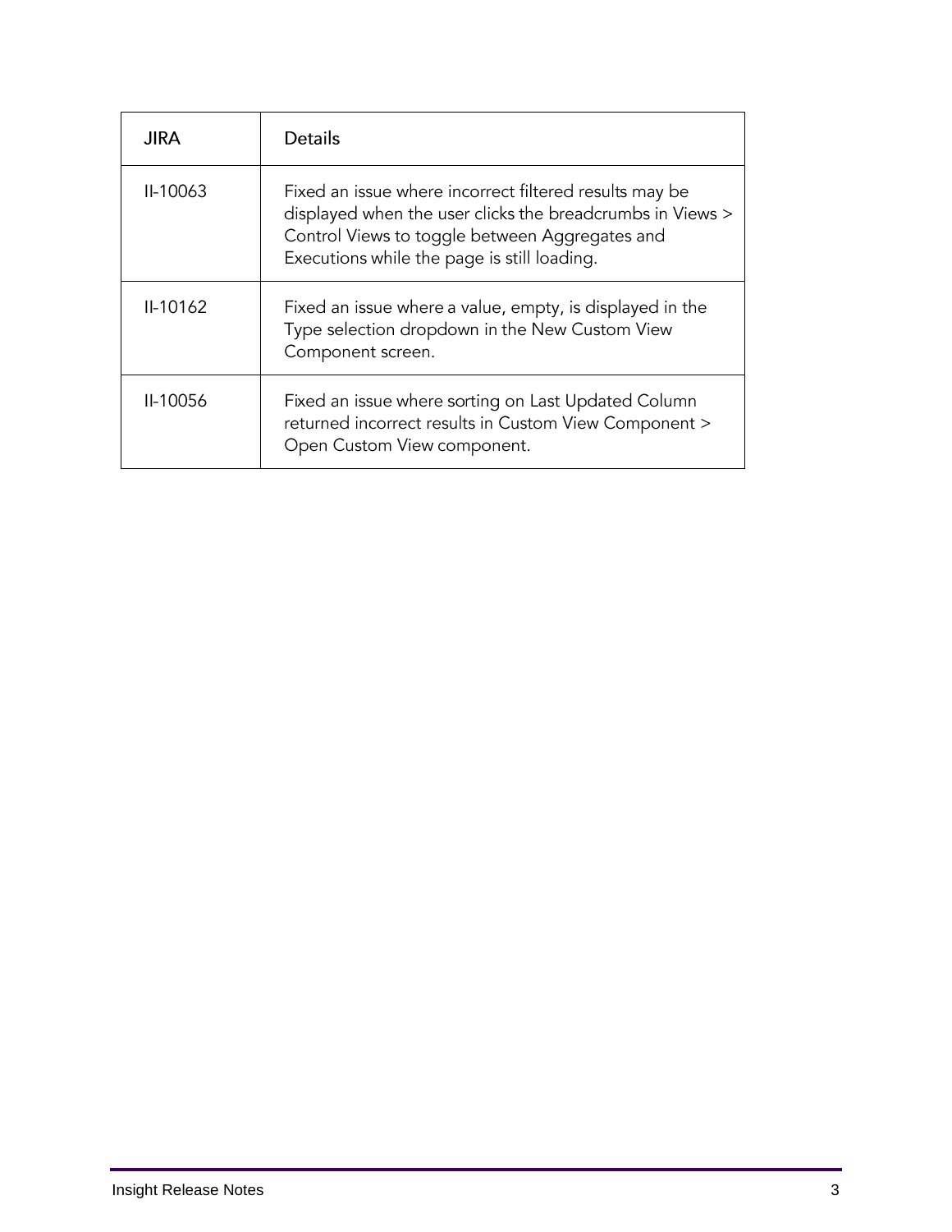| JIRA | Details |
| --- | --- |
| II-10063 | Fixed an issue where incorrect filtered results may be displayed when the user clicks the breadcrumbs in Views > Control Views to toggle between Aggregates and Executions while the page is still loading. |
| II-10162 | Fixed an issue where a value, empty, is displayed in the Type selection dropdown in the New Custom View Component screen. |
| II-10056 | Fixed an issue where sorting on Last Updated Column returned incorrect results in Custom View Component > Open Custom View component. |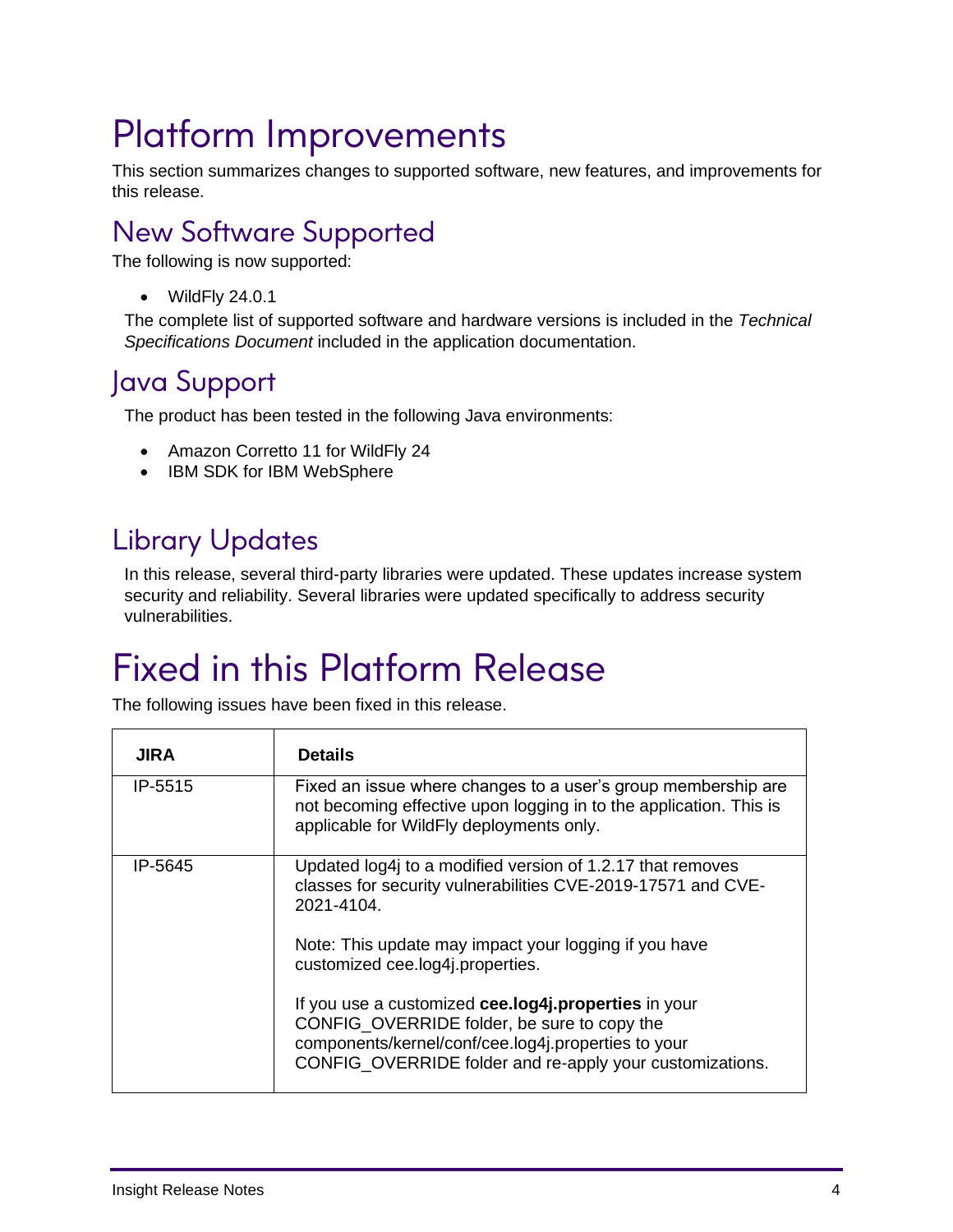# Platform Improvements

This section summarizes changes to supported software, new features, and improvements for this release.

## New Software Supported

The following is now supported:

- WildFly 24.0.1

The complete list of supported software and hardware versions is included in the *Technical Specifications Document* included in the application documentation.

## Java Support

The product has been tested in the following Java environments:

- Amazon Corretto 11 for WildFly 24
- IBM SDK for IBM WebSphere

## Library Updates

In this release, several third-party libraries were updated. These updates increase system security and reliability. Several libraries were updated specifically to address security vulnerabilities.

# Fixed in this Platform Release

The following issues have been fixed in this release.

| JIRA | Details |
| --- | --- |
| IP-5515 | Fixed an issue where changes to a user's group membership are not becoming effective upon logging in to the application. This is applicable for WildFly deployments only. |
| IP-5645 | Updated log4j to a modified version of 1.2.17 that removes classes for security vulnerabilities CVE-2019-17571 and CVE-2021-4104.<br><br>Note: This update may impact your logging if you have customized cee.log4j.properties.<br><br>If you use a customized **cee.log4j.properties** in your CONFIG_OVERRIDE folder, be sure to copy the components/kernel/conf/cee.log4j.properties to your CONFIG_OVERRIDE folder and re-apply your customizations. |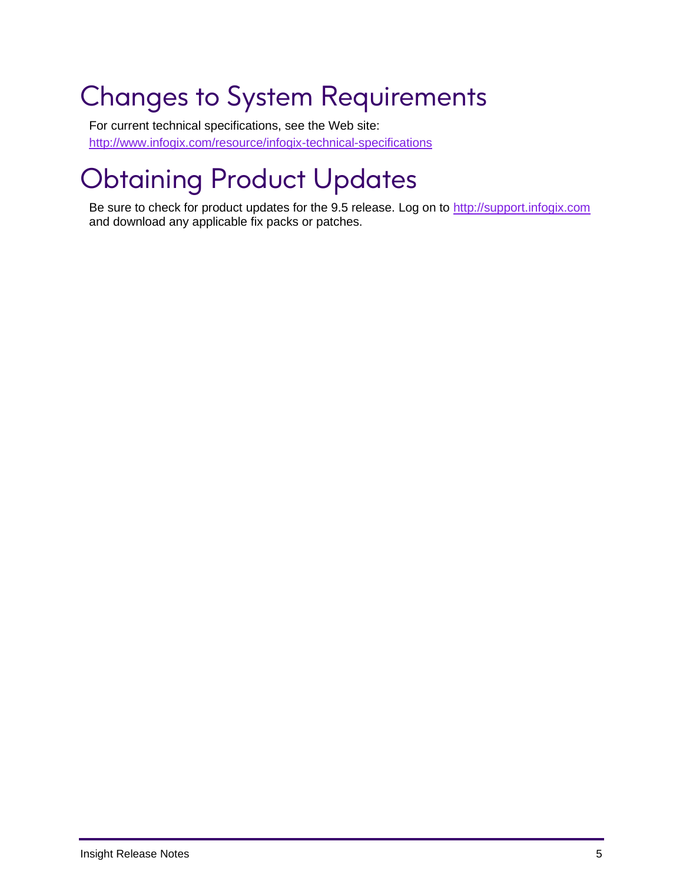# Changes to System Requirements

For current technical specifications, see the Web site:
http://www.infogix.com/resource/infogix-technical-specifications

# Obtaining Product Updates

Be sure to check for product updates for the 9.5 release. Log on to http://support.infogix.com and download any applicable fix packs or patches.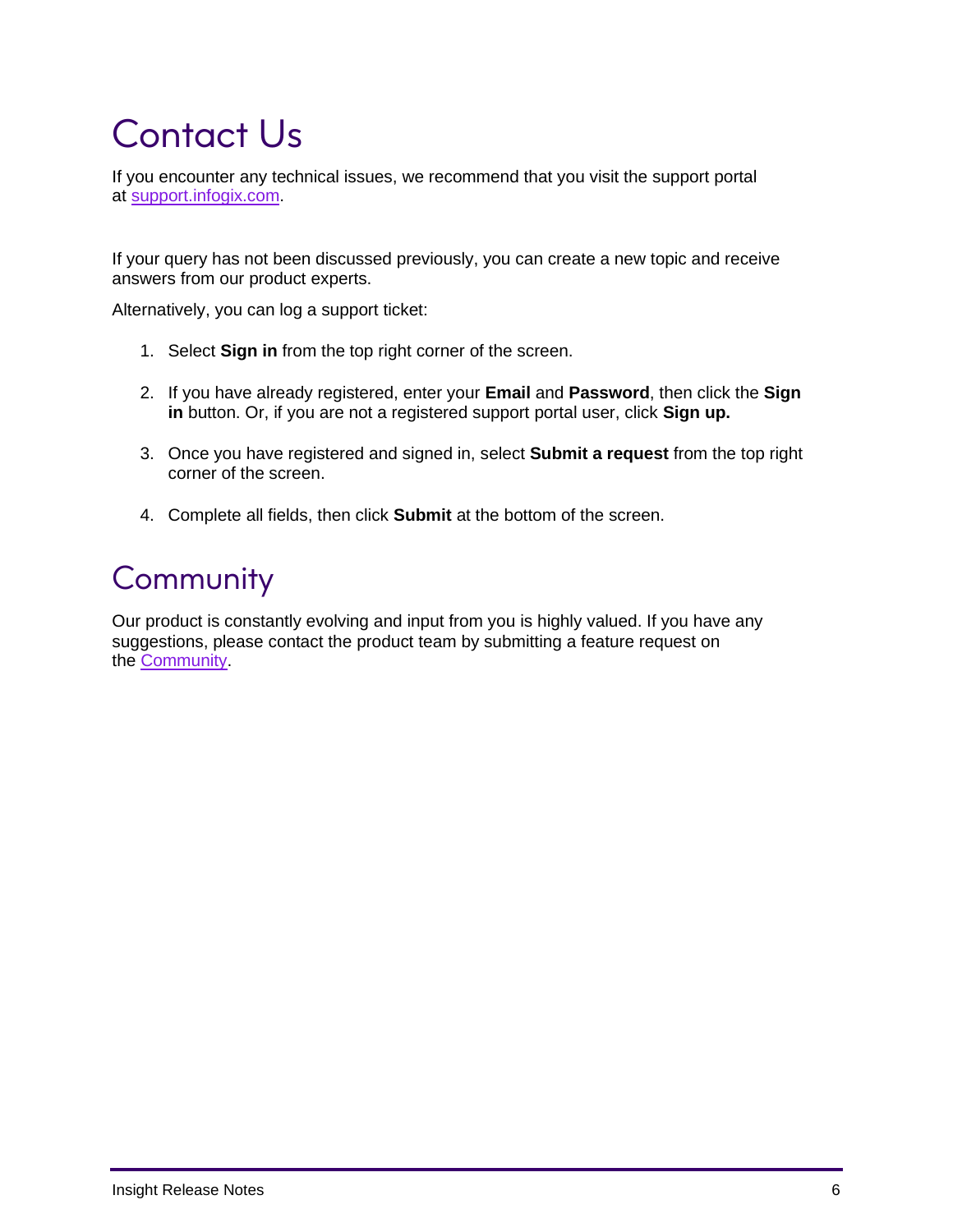# Contact Us

If you encounter any technical issues, we recommend that you visit the support portal at [support.infogix.com](support.infogix.com).

If your query has not been discussed previously, you can create a new topic and receive answers from our product experts.

Alternatively, you can log a support ticket:

1. Select **Sign in** from the top right corner of the screen.
2. If you have already registered, enter your **Email** and **Password**, then click the **Sign in** button. Or, if you are not a registered support portal user, click **Sign up.**
3. Once you have registered and signed in, select **Submit a request** from the top right corner of the screen.
4. Complete all fields, then click **Submit** at the bottom of the screen.

# Community

Our product is constantly evolving and input from you is highly valued. If you have any suggestions, please contact the product team by submitting a feature request on the Community.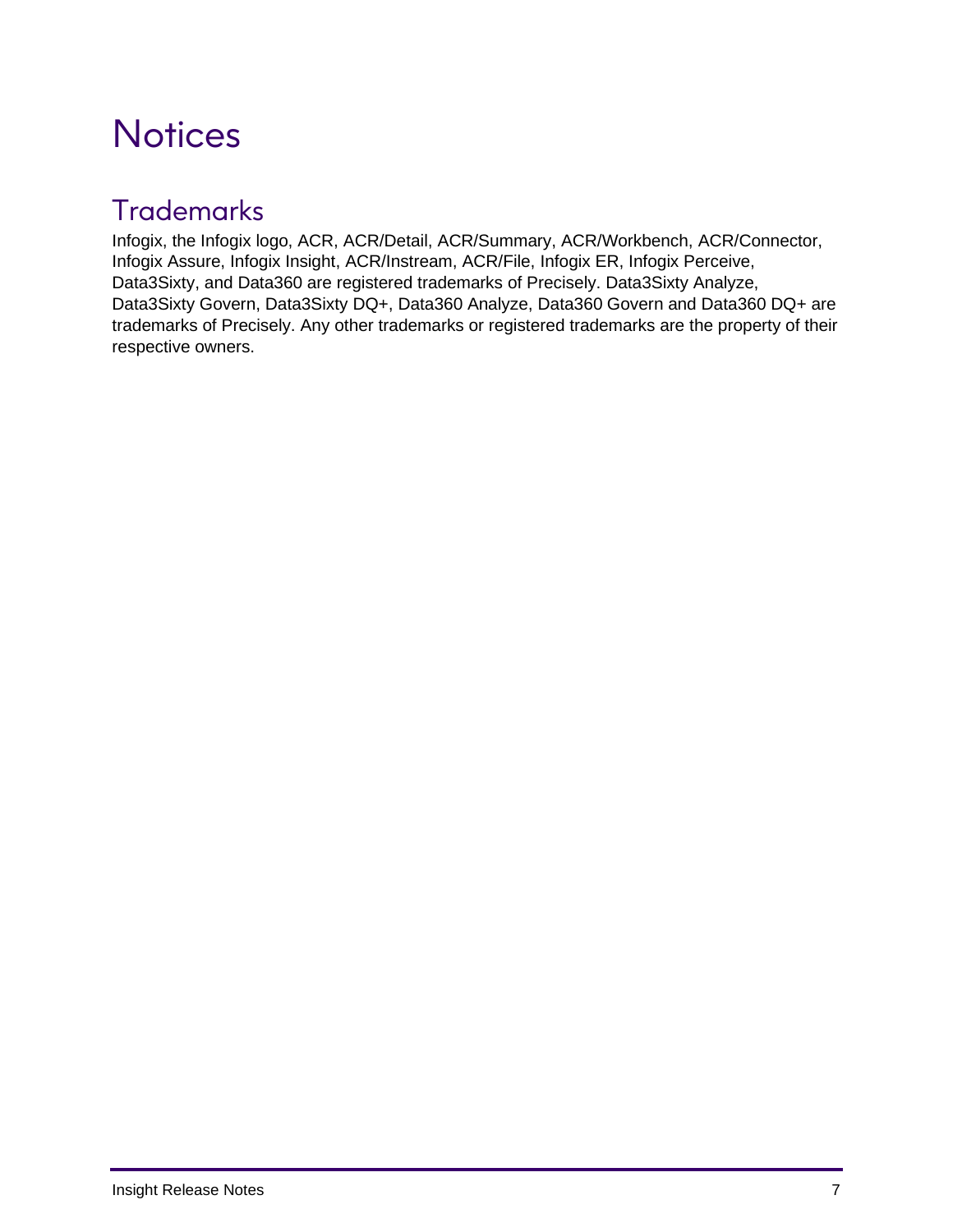# Notices

## Trademarks

Infogix, the Infogix logo, ACR, ACR/Detail, ACR/Summary, ACR/Workbench, ACR/Connector, Infogix Assure, Infogix Insight, ACR/Instream, ACR/File, Infogix ER, Infogix Perceive, Data3Sixty, and Data360 are registered trademarks of Precisely. Data3Sixty Analyze, Data3Sixty Govern, Data3Sixty DQ+, Data360 Analyze, Data360 Govern and Data360 DQ+ are trademarks of Precisely. Any other trademarks or registered trademarks are the property of their respective owners.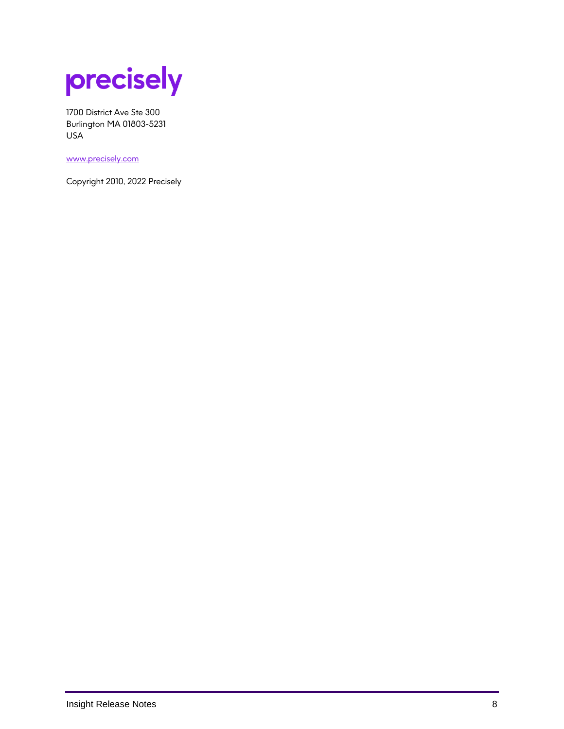precisely

1700 District Ave Ste 300
Burlington MA 01803-5231
USA

[www.precisely.com](http://www.precisely.com)

Copyright 2010, 2022 Precisely